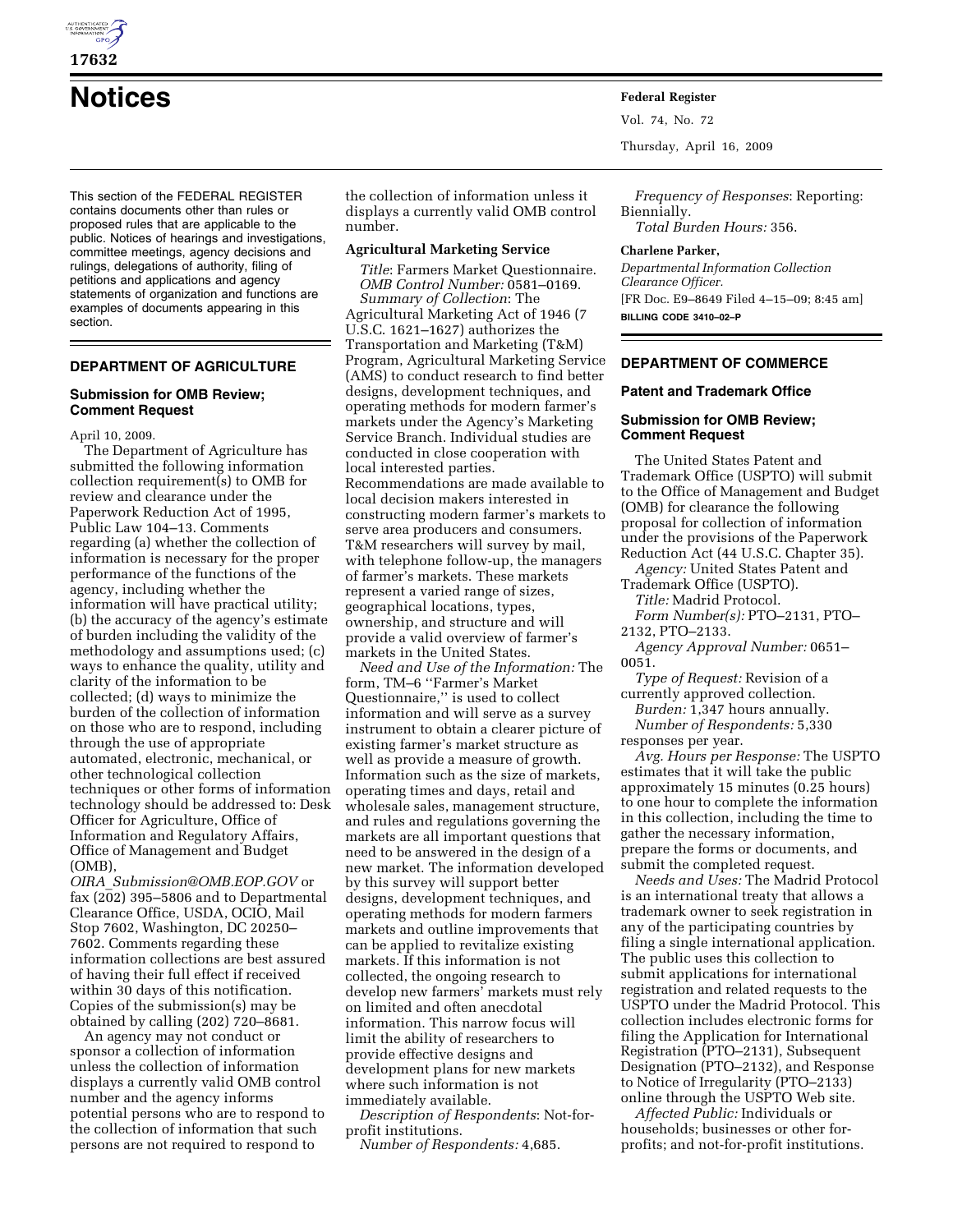# Notices

This section of the FEDERAL REGISTER contains documents other than rules or proposed rules that are applicable to the public. Notices of hearings and investigations, committee meetings, agency decisions and rulings, delegations of authority, filing of petitions and applications and agency statements of organization and functions are examples of documents appearing in this section.

## DEPARTMENT OF AGRICULTURE

### Submission for OMB Review; Comment Request

April 10, 2009.

The Department of Agriculture has submitted the following information collection requirement(s) to OMB for review and clearance under the Paperwork Reduction Act of 1995, Public Law 104–13. Comments regarding (a) whether the collection of information is necessary for the proper performance of the functions of the agency, including whether the information will have practical utility; (b) the accuracy of the agency's estimate of burden including the validity of the methodology and assumptions used; (c) ways to enhance the quality, utility and clarity of the information to be collected; (d) ways to minimize the burden of the collection of information on those who are to respond, including through the use of appropriate automated, electronic, mechanical, or other technological collection techniques or other forms of information technology should be addressed to: Desk Officer for Agriculture, Office of Information and Regulatory Affairs, Office of Management and Budget (OMB), *OIRA_Submission@OMB.EOP.GOV* or fax (202) 395–5806 and to Departmental Clearance Office, USDA, OCIO, Mail Stop 7602, Washington, DC 20250–7602. Comments regarding these information collections are best assured of having their full effect if received within 30 days of this notification. Copies of the submission(s) may be obtained by calling (202) 720–8681.

An agency may not conduct or sponsor a collection of information unless the collection of information displays a currently valid OMB control number and the agency informs potential persons who are to respond to the collection of information that such persons are not required to respond to the collection of information unless it displays a currently valid OMB control number.

### Agricultural Marketing Service

*Title*: Farmers Market Questionnaire.

*OMB Control Number:* 0581–0169.

*Summary of Collection*: The Agricultural Marketing Act of 1946 (7 U.S.C. 1621–1627) authorizes the Transportation and Marketing (T&M) Program, Agricultural Marketing Service (AMS) to conduct research to find better designs, development techniques, and operating methods for modern farmer's markets under the Agency's Marketing Service Branch. Individual studies are conducted in close cooperation with local interested parties. Recommendations are made available to local decision makers interested in constructing modern farmer's markets to serve area producers and consumers. T&M researchers will survey by mail, with telephone follow-up, the managers of farmer's markets. These markets represent a varied range of sizes, geographical locations, types, ownership, and structure and will provide a valid overview of farmer's markets in the United States.

*Need and Use of the Information:* The form, TM–6 ''Farmer's Market Questionnaire,'' is used to collect information and will serve as a survey instrument to obtain a clearer picture of existing farmer's market structure as well as provide a measure of growth. Information such as the size of markets, operating times and days, retail and wholesale sales, management structure, and rules and regulations governing the markets are all important questions that need to be answered in the design of a new market. The information developed by this survey will support better designs, development techniques, and operating methods for modern farmers markets and outline improvements that can be applied to revitalize existing markets. If this information is not collected, the ongoing research to develop new farmers' markets must rely on limited and often anecdotal information. This narrow focus will limit the ability of researchers to provide effective designs and development plans for new markets where such information is not immediately available.

*Description of Respondents*: Not-for-profit institutions.

*Number of Respondents:* 4,685.

*Frequency of Responses*: Reporting: Biennially.

*Total Burden Hours:* 356.

**Charlene Parker,**

*Departmental Information Collection Clearance Officer.*

[FR Doc. E9–8649 Filed 4–15–09; 8:45 am]

**BILLING CODE 3410–02–P**

## DEPARTMENT OF COMMERCE

### Patent and Trademark Office

### Submission for OMB Review; Comment Request

The United States Patent and Trademark Office (USPTO) will submit to the Office of Management and Budget (OMB) for clearance the following proposal for collection of information under the provisions of the Paperwork Reduction Act (44 U.S.C. Chapter 35).

*Agency:* United States Patent and Trademark Office (USPTO).

*Title:* Madrid Protocol.

*Form Number(s):* PTO–2131, PTO–2132, PTO–2133.

*Agency Approval Number:* 0651–0051.

*Type of Request:* Revision of a currently approved collection.

*Burden:* 1,347 hours annually.

*Number of Respondents:* 5,330 responses per year.

*Avg. Hours per Response:* The USPTO estimates that it will take the public approximately 15 minutes (0.25 hours) to one hour to complete the information in this collection, including the time to gather the necessary information, prepare the forms or documents, and submit the completed request.

*Needs and Uses:* The Madrid Protocol is an international treaty that allows a trademark owner to seek registration in any of the participating countries by filing a single international application. The public uses this collection to submit applications for international registration and related requests to the USPTO under the Madrid Protocol. This collection includes electronic forms for filing the Application for International Registration (PTO–2131), Subsequent Designation (PTO–2132), and Response to Notice of Irregularity (PTO–2133) online through the USPTO Web site.

*Affected Public:* Individuals or households; businesses or other for-profits; and not-for-profit institutions.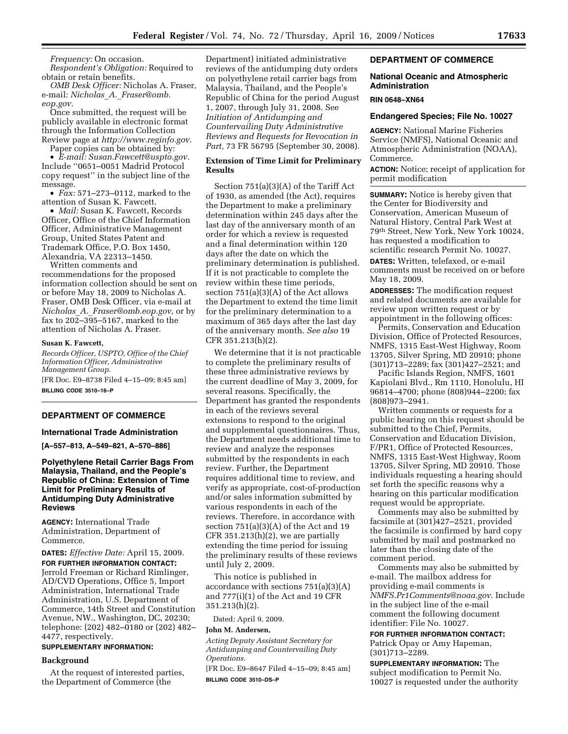*Frequency:* On occasion.

*Respondent's Obligation:* Required to obtain or retain benefits.

*OMB Desk Officer:* Nicholas A. Fraser, e-mail: *Nicholas_A._Fraser@omb.eop.gov.*

Once submitted, the request will be publicly available in electronic format through the Information Collection Review page at *http://www.reginfo.gov.*

Paper copies can be obtained by:

- *E-mail: Susan.Fawcett@uspto.gov.* Include ''0651–0051 Madrid Protocol copy request'' in the subject line of the message.
- *Fax:* 571–273–0112, marked to the attention of Susan K. Fawcett.
- *Mail:* Susan K. Fawcett, Records Officer, Office of the Chief Information Officer, Administrative Management Group, United States Patent and Trademark Office, P.O. Box 1450, Alexandria, VA 22313–1450.

Written comments and recommendations for the proposed information collection should be sent on or before May 18, 2009 to Nicholas A. Fraser, OMB Desk Officer, via e-mail at *Nicholas_A._Fraser@omb.eop.gov,* or by fax to 202–395–5167, marked to the attention of Nicholas A. Fraser.

**Susan K. Fawcett,**

*Records Officer, USPTO, Office of the Chief Information Officer, Administrative Management Group.*

[FR Doc. E9–8738 Filed 4–15–09; 8:45 am]

**BILLING CODE 3510–16–P**

---

## DEPARTMENT OF COMMERCE

### International Trade Administration

**[A–557–813, A–549–821, A–570–886]**

### Polyethylene Retail Carrier Bags From Malaysia, Thailand, and the People's Republic of China: Extension of Time Limit for Preliminary Results of Antidumping Duty Administrative Reviews

**AGENCY:** International Trade Administration, Department of Commerce.

**DATES:** *Effective Date:* April 15, 2009.

**FOR FURTHER INFORMATION CONTACT:** Jerrold Freeman or Richard Rimlinger, AD/CVD Operations, Office 5, Import Administration, International Trade Administration, U.S. Department of Commerce, 14th Street and Constitution Avenue, NW., Washington, DC, 20230; telephone: (202) 482–0180 or (202) 482–4477, respectively.

**SUPPLEMENTARY INFORMATION:**

#### Background

At the request of interested parties, the Department of Commerce (the Department) initiated administrative reviews of the antidumping duty orders on polyethylene retail carrier bags from Malaysia, Thailand, and the People's Republic of China for the period August 1, 2007, through July 31, 2008. See *Initiation of Antidumping and Countervailing Duty Administrative Reviews and Requests for Revocation in Part,* 73 FR 56795 (September 30, 2008).

#### Extension of Time Limit for Preliminary Results

Section 751(a)(3)(A) of the Tariff Act of 1930, as amended (the Act), requires the Department to make a preliminary determination within 245 days after the last day of the anniversary month of an order for which a review is requested and a final determination within 120 days after the date on which the preliminary determination is published. If it is not practicable to complete the review within these time periods, section 751(a)(3)(A) of the Act allows the Department to extend the time limit for the preliminary determination to a maximum of 365 days after the last day of the anniversary month. *See also* 19 CFR 351.213(h)(2).

We determine that it is not practicable to complete the preliminary results of these three administrative reviews by the current deadline of May 3, 2009, for several reasons. Specifically, the Department has granted the respondents in each of the reviews several extensions to respond to the original and supplemental questionnaires. Thus, the Department needs additional time to review and analyze the responses submitted by the respondents in each review. Further, the Department requires additional time to review, and verify as appropriate, cost-of-production and/or sales information submitted by various respondents in each of the reviews. Therefore, in accordance with section 751(a)(3)(A) of the Act and 19 CFR 351.213(h)(2), we are partially extending the time period for issuing the preliminary results of these reviews until July 2, 2009.

This notice is published in accordance with sections 751(a)(3)(A) and 777(i)(1) of the Act and 19 CFR 351.213(h)(2).

Dated: April 9, 2009.

**John M. Andersen,**

*Acting Deputy Assistant Secretary for Antidumping and Countervailing Duty Operations.*

[FR Doc. E9–8647 Filed 4–15–09; 8:45 am]

**BILLING CODE 3510–DS–P**

---

## DEPARTMENT OF COMMERCE

### National Oceanic and Atmospheric Administration

**RIN 0648–XN64**

### Endangered Species; File No. 10027

**AGENCY:** National Marine Fisheries Service (NMFS), National Oceanic and Atmospheric Administration (NOAA), Commerce.

**ACTION:** Notice; receipt of application for permit modification

**SUMMARY:** Notice is hereby given that the Center for Biodiversity and Conservation, American Museum of Natural History, Central Park West at 79th Street, New York, New York 10024, has requested a modification to scientific research Permit No. 10027.

**DATES:** Written, telefaxed, or e-mail comments must be received on or before May 18, 2009.

**ADDRESSES:** The modification request and related documents are available for review upon written request or by appointment in the following offices:

Permits, Conservation and Education Division, Office of Protected Resources, NMFS, 1315 East-West Highway, Room 13705, Silver Spring, MD 20910; phone (301)713–2289; fax (301)427–2521; and

Pacific Islands Region, NMFS, 1601 Kapiolani Blvd., Rm 1110, Honolulu, HI 96814–4700; phone (808)944–2200; fax (808)973–2941.

Written comments or requests for a public hearing on this request should be submitted to the Chief, Permits, Conservation and Education Division, F/PR1, Office of Protected Resources, NMFS, 1315 East-West Highway, Room 13705, Silver Spring, MD 20910. Those individuals requesting a hearing should set forth the specific reasons why a hearing on this particular modification request would be appropriate.

Comments may also be submitted by facsimile at (301)427–2521, provided the facsimile is confirmed by hard copy submitted by mail and postmarked no later than the closing date of the comment period.

Comments may also be submitted by e-mail. The mailbox address for providing e-mail comments is *NMFS.Pr1Comments@noaa.gov*. Include in the subject line of the e-mail comment the following document identifier: File No. 10027.

**FOR FURTHER INFORMATION CONTACT:** Patrick Opay or Amy Hapeman, (301)713–2289.

**SUPPLEMENTARY INFORMATION:** The subject modification to Permit No. 10027 is requested under the authority